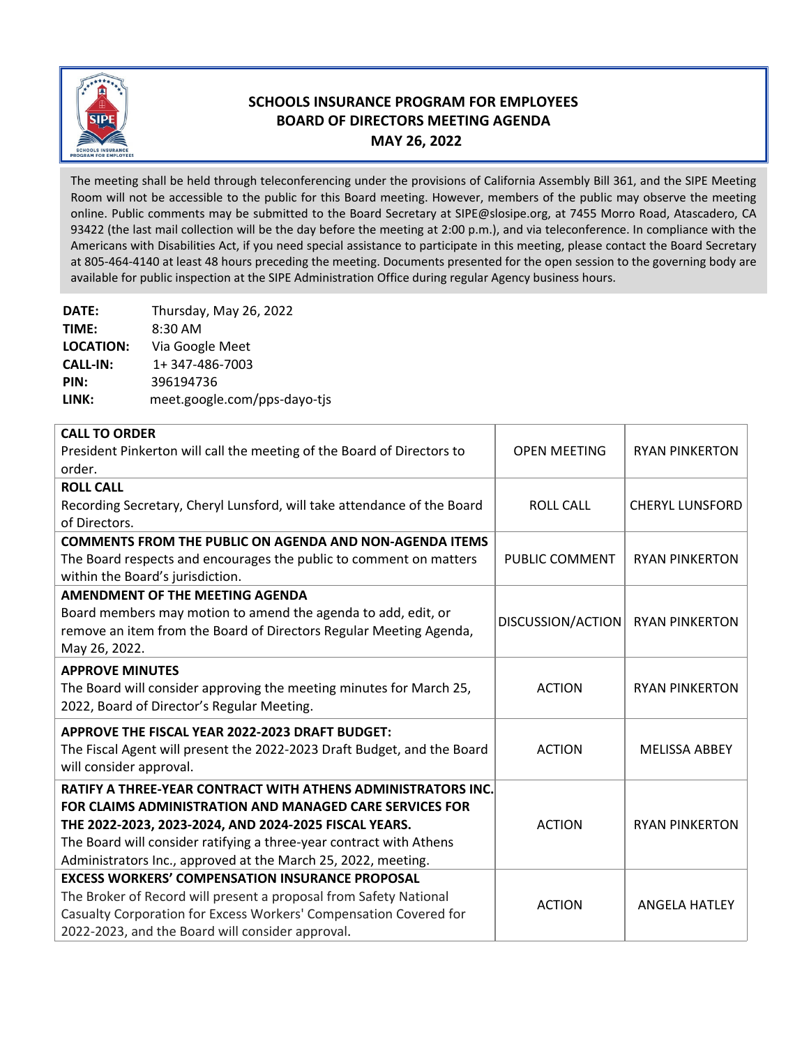# SCHOOLS INSURANCE PROGRAM FOR EMPLOYEES
## BOARD OF DIRECTORS MEETING AGENDA
## MAY 26, 2022

The meeting shall be held through teleconferencing under the provisions of California Assembly Bill 361, and the SIPE Meeting Room will not be accessible to the public for this Board meeting. However, members of the public may observe the meeting online. Public comments may be submitted to the Board Secretary at SIPE@slosipe.org, at 7455 Morro Road, Atascadero, CA 93422 (the last mail collection will be the day before the meeting at 2:00 p.m.), and via teleconference. In compliance with the Americans with Disabilities Act, if you need special assistance to participate in this meeting, please contact the Board Secretary at 805-464-4140 at least 48 hours preceding the meeting. Documents presented for the open session to the governing body are available for public inspection at the SIPE Administration Office during regular Agency business hours.

**DATE:** Thursday, May 26, 2022
**TIME:** 8:30 AM
**LOCATION:** Via Google Meet
**CALL-IN:** 1+ 347-486-7003
**PIN:** 396194736
**LINK:** meet.google.com/pps-dayo-tjs

| Item | Type | Presenter |
|---|---|---|
| **CALL TO ORDER**<br>President Pinkerton will call the meeting of the Board of Directors to order. | OPEN MEETING | RYAN PINKERTON |
| **ROLL CALL**<br>Recording Secretary, Cheryl Lunsford, will take attendance of the Board of Directors. | ROLL CALL | CHERYL LUNSFORD |
| **COMMENTS FROM THE PUBLIC ON AGENDA AND NON-AGENDA ITEMS**<br>The Board respects and encourages the public to comment on matters within the Board's jurisdiction. | PUBLIC COMMENT | RYAN PINKERTON |
| **AMENDMENT OF THE MEETING AGENDA**<br>Board members may motion to amend the agenda to add, edit, or remove an item from the Board of Directors Regular Meeting Agenda, May 26, 2022. | DISCUSSION/ACTION | RYAN PINKERTON |
| **APPROVE MINUTES**<br>The Board will consider approving the meeting minutes for March 25, 2022, Board of Director's Regular Meeting. | ACTION | RYAN PINKERTON |
| **APPROVE THE FISCAL YEAR 2022-2023 DRAFT BUDGET:**<br>The Fiscal Agent will present the 2022-2023 Draft Budget, and the Board will consider approval. | ACTION | MELISSA ABBEY |
| **RATIFY A THREE-YEAR CONTRACT WITH ATHENS ADMINISTRATORS INC. FOR CLAIMS ADMINISTRATION AND MANAGED CARE SERVICES FOR THE 2022-2023, 2023-2024, AND 2024-2025 FISCAL YEARS.**<br>The Board will consider ratifying a three-year contract with Athens Administrators Inc., approved at the March 25, 2022, meeting. | ACTION | RYAN PINKERTON |
| **EXCESS WORKERS' COMPENSATION INSURANCE PROPOSAL**<br>The Broker of Record will present a proposal from Safety National Casualty Corporation for Excess Workers' Compensation Covered for 2022-2023, and the Board will consider approval. | ACTION | ANGELA HATLEY |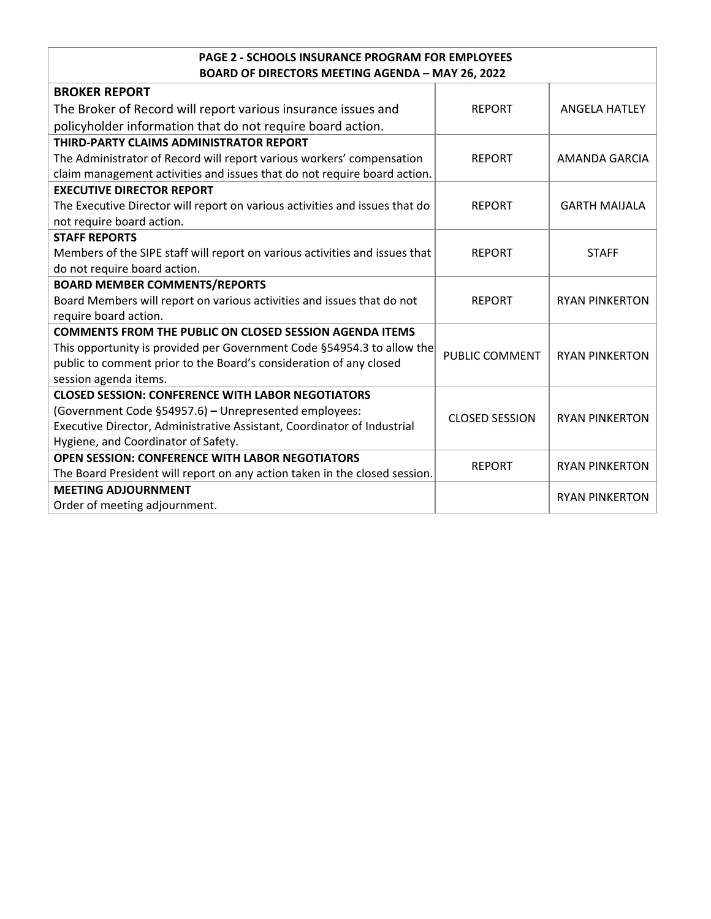| PAGE 2 - SCHOOLS INSURANCE PROGRAM FOR EMPLOYEES BOARD OF DIRECTORS MEETING AGENDA – MAY 26, 2022 | | |
|---|---|---|
| **BROKER REPORT**<br>The Broker of Record will report various insurance issues and policyholder information that do not require board action. | REPORT | ANGELA HATLEY |
| **THIRD-PARTY CLAIMS ADMINISTRATOR REPORT**<br>The Administrator of Record will report various workers' compensation claim management activities and issues that do not require board action. | REPORT | AMANDA GARCIA |
| **EXECUTIVE DIRECTOR REPORT**<br>The Executive Director will report on various activities and issues that do not require board action. | REPORT | GARTH MAIJALA |
| **STAFF REPORTS**<br>Members of the SIPE staff will report on various activities and issues that do not require board action. | REPORT | STAFF |
| **BOARD MEMBER COMMENTS/REPORTS**<br>Board Members will report on various activities and issues that do not require board action. | REPORT | RYAN PINKERTON |
| **COMMENTS FROM THE PUBLIC ON CLOSED SESSION AGENDA ITEMS**<br>This opportunity is provided per Government Code §54954.3 to allow the public to comment prior to the Board's consideration of any closed session agenda items. | PUBLIC COMMENT | RYAN PINKERTON |
| **CLOSED SESSION: CONFERENCE WITH LABOR NEGOTIATORS**<br>(Government Code §54957.6) **–** Unrepresented employees: Executive Director, Administrative Assistant, Coordinator of Industrial Hygiene, and Coordinator of Safety. | CLOSED SESSION | RYAN PINKERTON |
| **OPEN SESSION: CONFERENCE WITH LABOR NEGOTIATORS**<br>The Board President will report on any action taken in the closed session. | REPORT | RYAN PINKERTON |
| **MEETING ADJOURNMENT**<br>Order of meeting adjournment. | | RYAN PINKERTON |